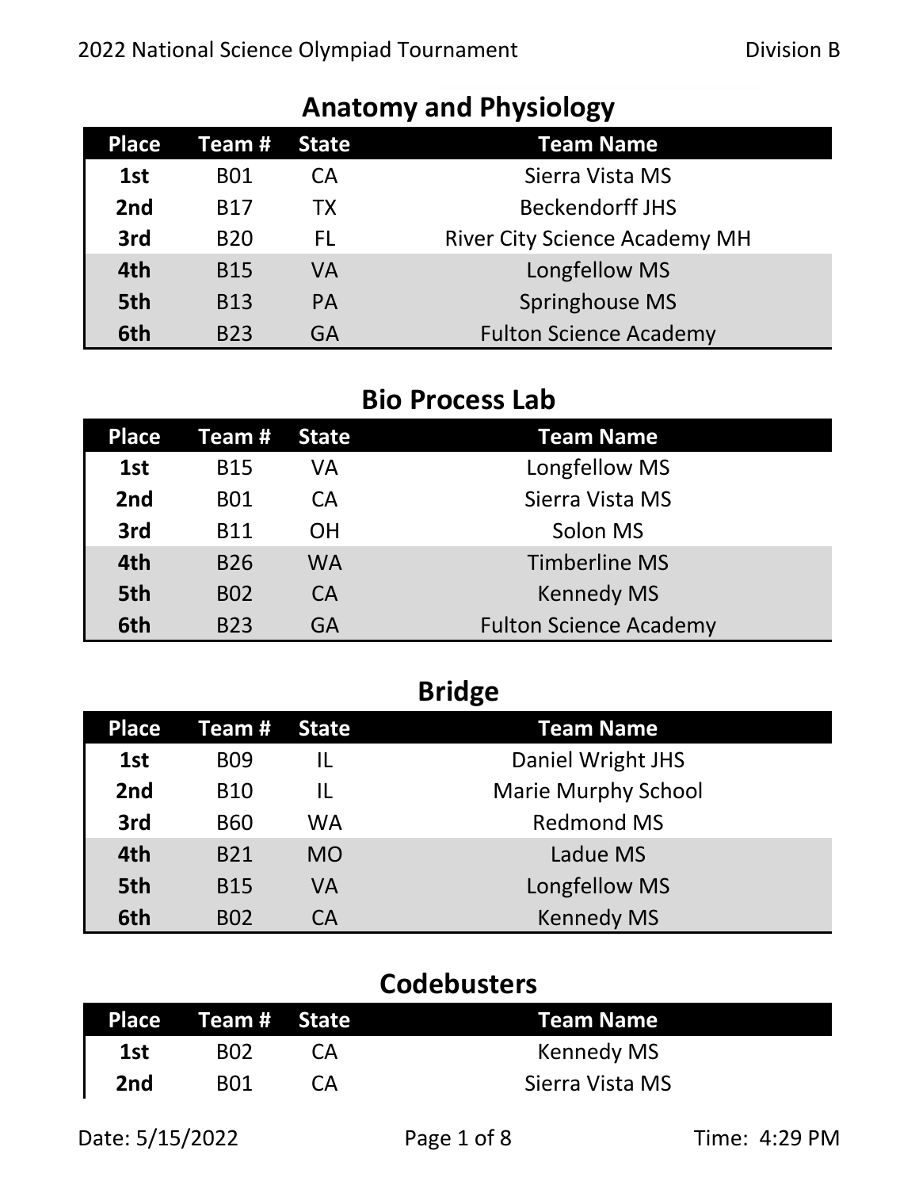# Anatomy and Physiology

| Place | Team # | State | Team Name |
|---|---|---|---|
| 1st | B01 | CA | Sierra Vista MS |
| 2nd | B17 | TX | Beckendorff JHS |
| 3rd | B20 | FL | River City Science Academy MH |
| 4th | B15 | VA | Longfellow MS |
| 5th | B13 | PA | Springhouse MS |
| 6th | B23 | GA | Fulton Science Academy |

# Bio Process Lab

| Place | Team # | State | Team Name |
|---|---|---|---|
| 1st | B15 | VA | Longfellow MS |
| 2nd | B01 | CA | Sierra Vista MS |
| 3rd | B11 | OH | Solon MS |
| 4th | B26 | WA | Timberline MS |
| 5th | B02 | CA | Kennedy MS |
| 6th | B23 | GA | Fulton Science Academy |

# Bridge

| Place | Team # | State | Team Name |
|---|---|---|---|
| 1st | B09 | IL | Daniel Wright JHS |
| 2nd | B10 | IL | Marie Murphy School |
| 3rd | B60 | WA | Redmond MS |
| 4th | B21 | MO | Ladue MS |
| 5th | B15 | VA | Longfellow MS |
| 6th | B02 | CA | Kennedy MS |

# Codebusters

| Place | Team # | State | Team Name |
|---|---|---|---|
| 1st | B02 | CA | Kennedy MS |
| 2nd | B01 | CA | Sierra Vista MS |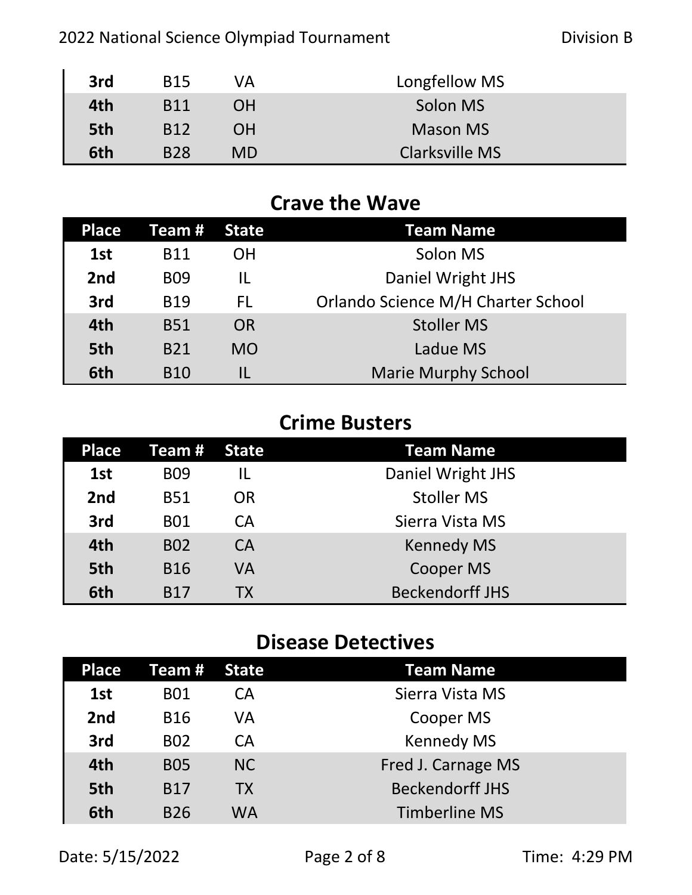| Place | Team # | State | Team Name |
|---|---|---|---|
| 3rd | B15 | VA | Longfellow MS |
| 4th | B11 | OH | Solon MS |
| 5th | B12 | OH | Mason MS |
| 6th | B28 | MD | Clarksville MS |

## Crave the Wave

| Place | Team # | State | Team Name |
|---|---|---|---|
| 1st | B11 | OH | Solon MS |
| 2nd | B09 | IL | Daniel Wright JHS |
| 3rd | B19 | FL | Orlando Science M/H Charter School |
| 4th | B51 | OR | Stoller MS |
| 5th | B21 | MO | Ladue MS |
| 6th | B10 | IL | Marie Murphy School |

## Crime Busters

| Place | Team # | State | Team Name |
|---|---|---|---|
| 1st | B09 | IL | Daniel Wright JHS |
| 2nd | B51 | OR | Stoller MS |
| 3rd | B01 | CA | Sierra Vista MS |
| 4th | B02 | CA | Kennedy MS |
| 5th | B16 | VA | Cooper MS |
| 6th | B17 | TX | Beckendorff JHS |

## Disease Detectives

| Place | Team # | State | Team Name |
|---|---|---|---|
| 1st | B01 | CA | Sierra Vista MS |
| 2nd | B16 | VA | Cooper MS |
| 3rd | B02 | CA | Kennedy MS |
| 4th | B05 | NC | Fred J. Carnage MS |
| 5th | B17 | TX | Beckendorff JHS |
| 6th | B26 | WA | Timberline MS |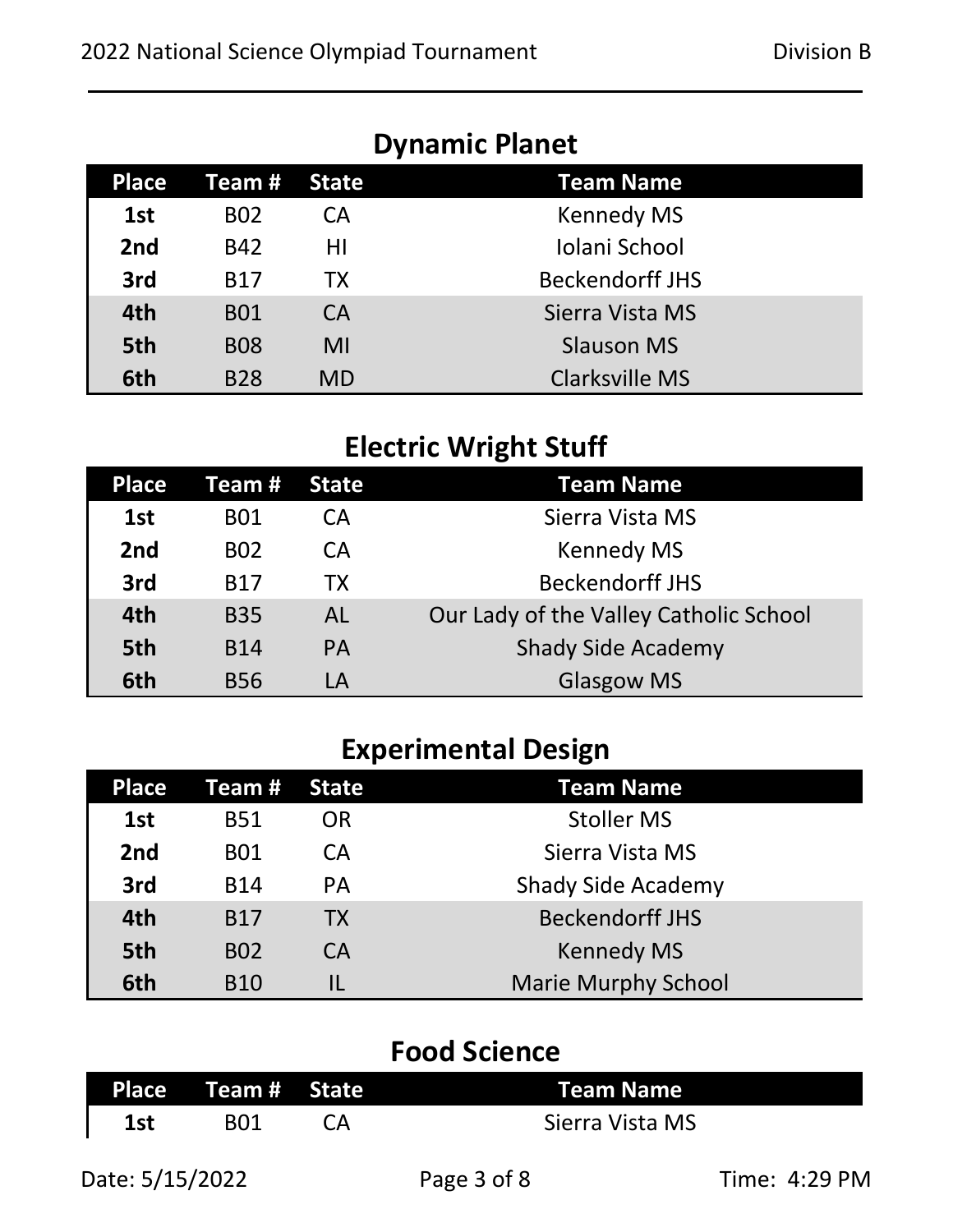## Dynamic Planet

| Place | Team # | State | Team Name |
| --- | --- | --- | --- |
| 1st | B02 | CA | Kennedy MS |
| 2nd | B42 | HI | Iolani School |
| 3rd | B17 | TX | Beckendorff JHS |
| 4th | B01 | CA | Sierra Vista MS |
| 5th | B08 | MI | Slauson MS |
| 6th | B28 | MD | Clarksville MS |

## Electric Wright Stuff

| Place | Team # | State | Team Name |
| --- | --- | --- | --- |
| 1st | B01 | CA | Sierra Vista MS |
| 2nd | B02 | CA | Kennedy MS |
| 3rd | B17 | TX | Beckendorff JHS |
| 4th | B35 | AL | Our Lady of the Valley Catholic School |
| 5th | B14 | PA | Shady Side Academy |
| 6th | B56 | LA | Glasgow MS |

## Experimental Design

| Place | Team # | State | Team Name |
| --- | --- | --- | --- |
| 1st | B51 | OR | Stoller MS |
| 2nd | B01 | CA | Sierra Vista MS |
| 3rd | B14 | PA | Shady Side Academy |
| 4th | B17 | TX | Beckendorff JHS |
| 5th | B02 | CA | Kennedy MS |
| 6th | B10 | IL | Marie Murphy School |

## Food Science

| Place | Team # | State | Team Name |
| --- | --- | --- | --- |
| 1st | B01 | CA | Sierra Vista MS |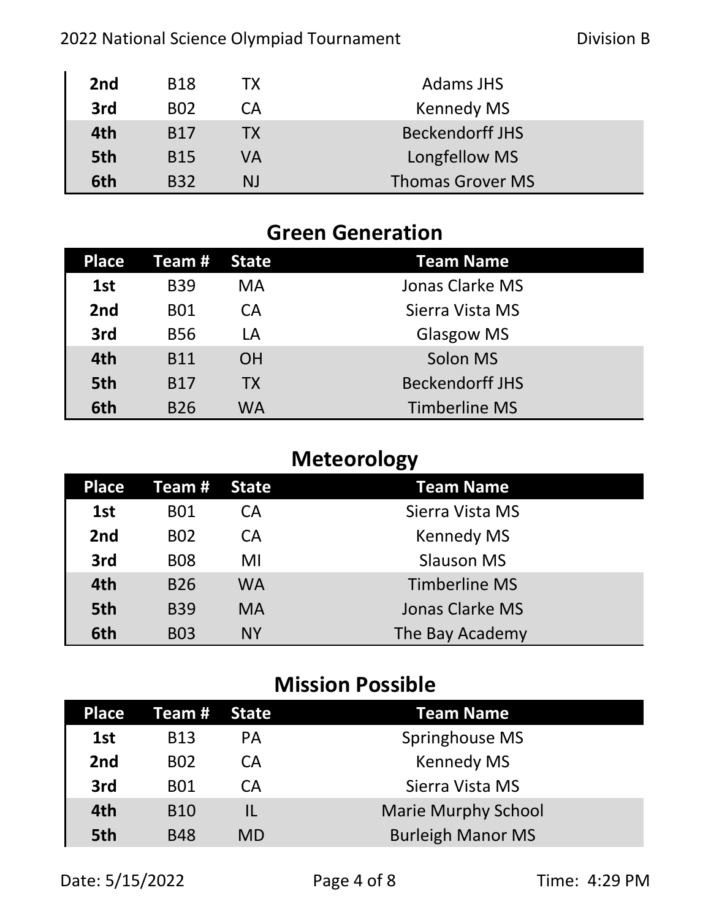| Place | Team # | State | Team Name |
|---|---|---|---|
| 2nd | B18 | TX | Adams JHS |
| 3rd | B02 | CA | Kennedy MS |
| 4th | B17 | TX | Beckendorff JHS |
| 5th | B15 | VA | Longfellow MS |
| 6th | B32 | NJ | Thomas Grover MS |

## Green Generation

| Place | Team # | State | Team Name |
|---|---|---|---|
| 1st | B39 | MA | Jonas Clarke MS |
| 2nd | B01 | CA | Sierra Vista MS |
| 3rd | B56 | LA | Glasgow MS |
| 4th | B11 | OH | Solon MS |
| 5th | B17 | TX | Beckendorff JHS |
| 6th | B26 | WA | Timberline MS |

## Meteorology

| Place | Team # | State | Team Name |
|---|---|---|---|
| 1st | B01 | CA | Sierra Vista MS |
| 2nd | B02 | CA | Kennedy MS |
| 3rd | B08 | MI | Slauson MS |
| 4th | B26 | WA | Timberline MS |
| 5th | B39 | MA | Jonas Clarke MS |
| 6th | B03 | NY | The Bay Academy |

## Mission Possible

| Place | Team # | State | Team Name |
|---|---|---|---|
| 1st | B13 | PA | Springhouse MS |
| 2nd | B02 | CA | Kennedy MS |
| 3rd | B01 | CA | Sierra Vista MS |
| 4th | B10 | IL | Marie Murphy School |
| 5th | B48 | MD | Burleigh Manor MS |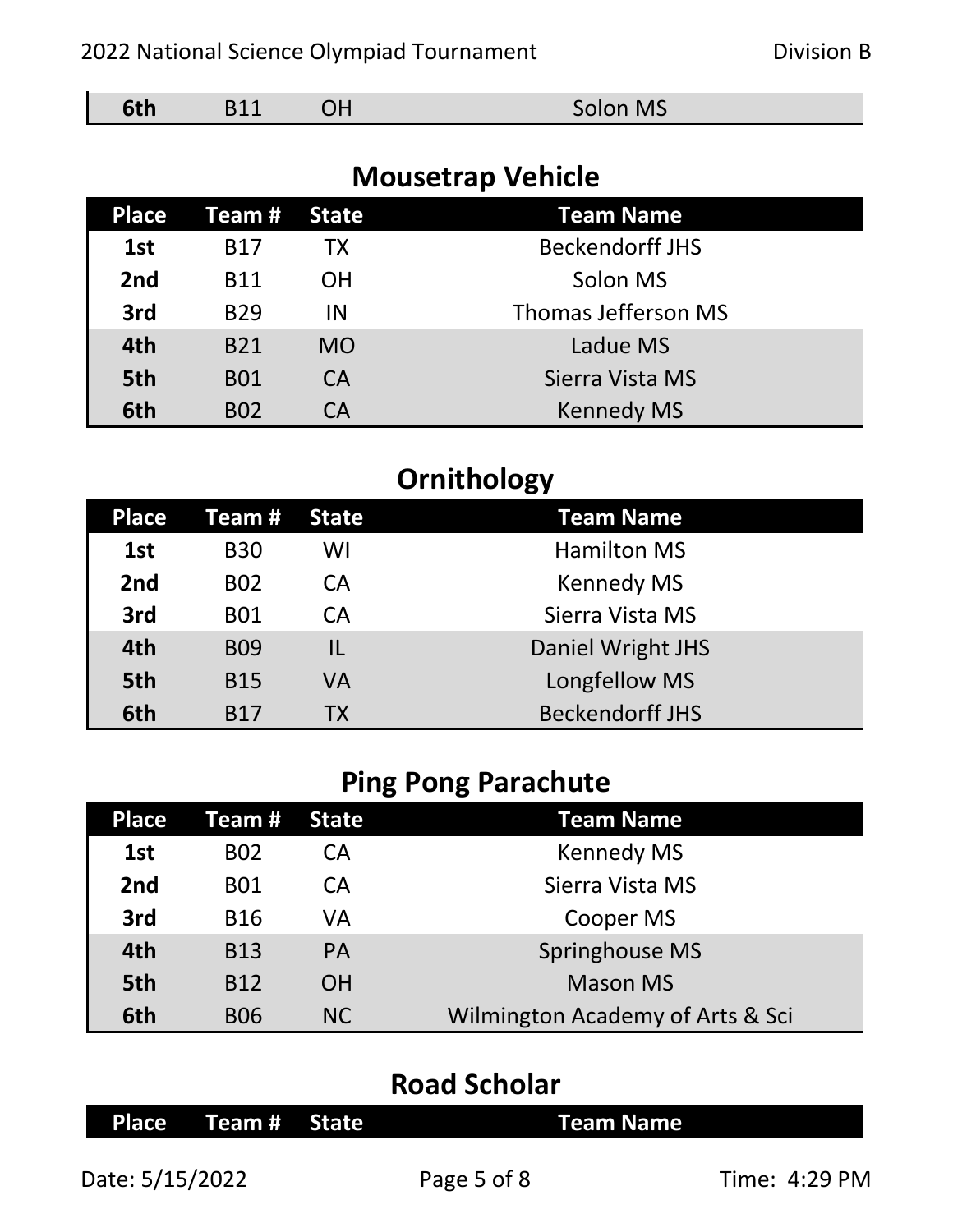| 6th | B11 | OH | Solon MS |
|---|---|---|---|

## Mousetrap Vehicle

| Place | Team # | State | Team Name |
|---|---|---|---|
| 1st | B17 | TX | Beckendorff JHS |
| 2nd | B11 | OH | Solon MS |
| 3rd | B29 | IN | Thomas Jefferson MS |
| 4th | B21 | MO | Ladue MS |
| 5th | B01 | CA | Sierra Vista MS |
| 6th | B02 | CA | Kennedy MS |

## Ornithology

| Place | Team # | State | Team Name |
|---|---|---|---|
| 1st | B30 | WI | Hamilton MS |
| 2nd | B02 | CA | Kennedy MS |
| 3rd | B01 | CA | Sierra Vista MS |
| 4th | B09 | IL | Daniel Wright JHS |
| 5th | B15 | VA | Longfellow MS |
| 6th | B17 | TX | Beckendorff JHS |

## Ping Pong Parachute

| Place | Team # | State | Team Name |
|---|---|---|---|
| 1st | B02 | CA | Kennedy MS |
| 2nd | B01 | CA | Sierra Vista MS |
| 3rd | B16 | VA | Cooper MS |
| 4th | B13 | PA | Springhouse MS |
| 5th | B12 | OH | Mason MS |
| 6th | B06 | NC | Wilmington Academy of Arts & Sci |

## Road Scholar

| Place | Team # | State | Team Name |
|---|---|---|---|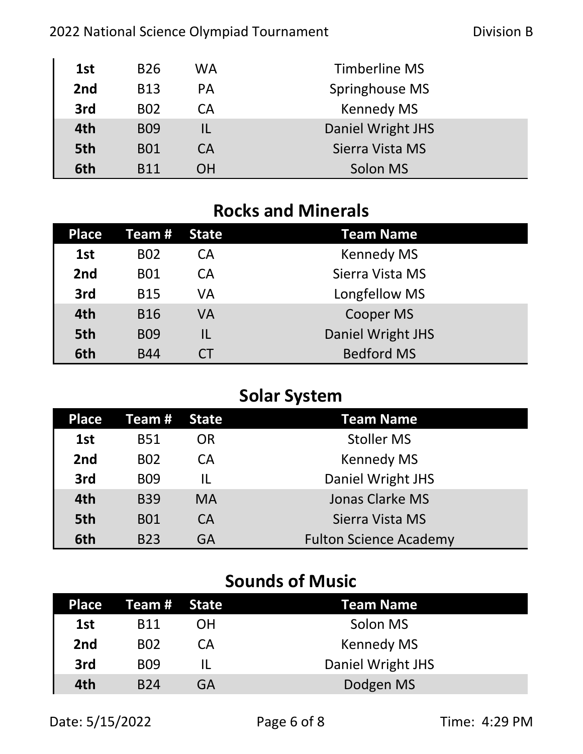| Place | Team # | State | Team Name |
|---|---|---|---|
| 1st | B26 | WA | Timberline MS |
| 2nd | B13 | PA | Springhouse MS |
| 3rd | B02 | CA | Kennedy MS |
| 4th | B09 | IL | Daniel Wright JHS |
| 5th | B01 | CA | Sierra Vista MS |
| 6th | B11 | OH | Solon MS |

## Rocks and Minerals

| Place | Team # | State | Team Name |
|---|---|---|---|
| 1st | B02 | CA | Kennedy MS |
| 2nd | B01 | CA | Sierra Vista MS |
| 3rd | B15 | VA | Longfellow MS |
| 4th | B16 | VA | Cooper MS |
| 5th | B09 | IL | Daniel Wright JHS |
| 6th | B44 | CT | Bedford MS |

## Solar System

| Place | Team # | State | Team Name |
|---|---|---|---|
| 1st | B51 | OR | Stoller MS |
| 2nd | B02 | CA | Kennedy MS |
| 3rd | B09 | IL | Daniel Wright JHS |
| 4th | B39 | MA | Jonas Clarke MS |
| 5th | B01 | CA | Sierra Vista MS |
| 6th | B23 | GA | Fulton Science Academy |

## Sounds of Music

| Place | Team # | State | Team Name |
|---|---|---|---|
| 1st | B11 | OH | Solon MS |
| 2nd | B02 | CA | Kennedy MS |
| 3rd | B09 | IL | Daniel Wright JHS |
| 4th | B24 | GA | Dodgen MS |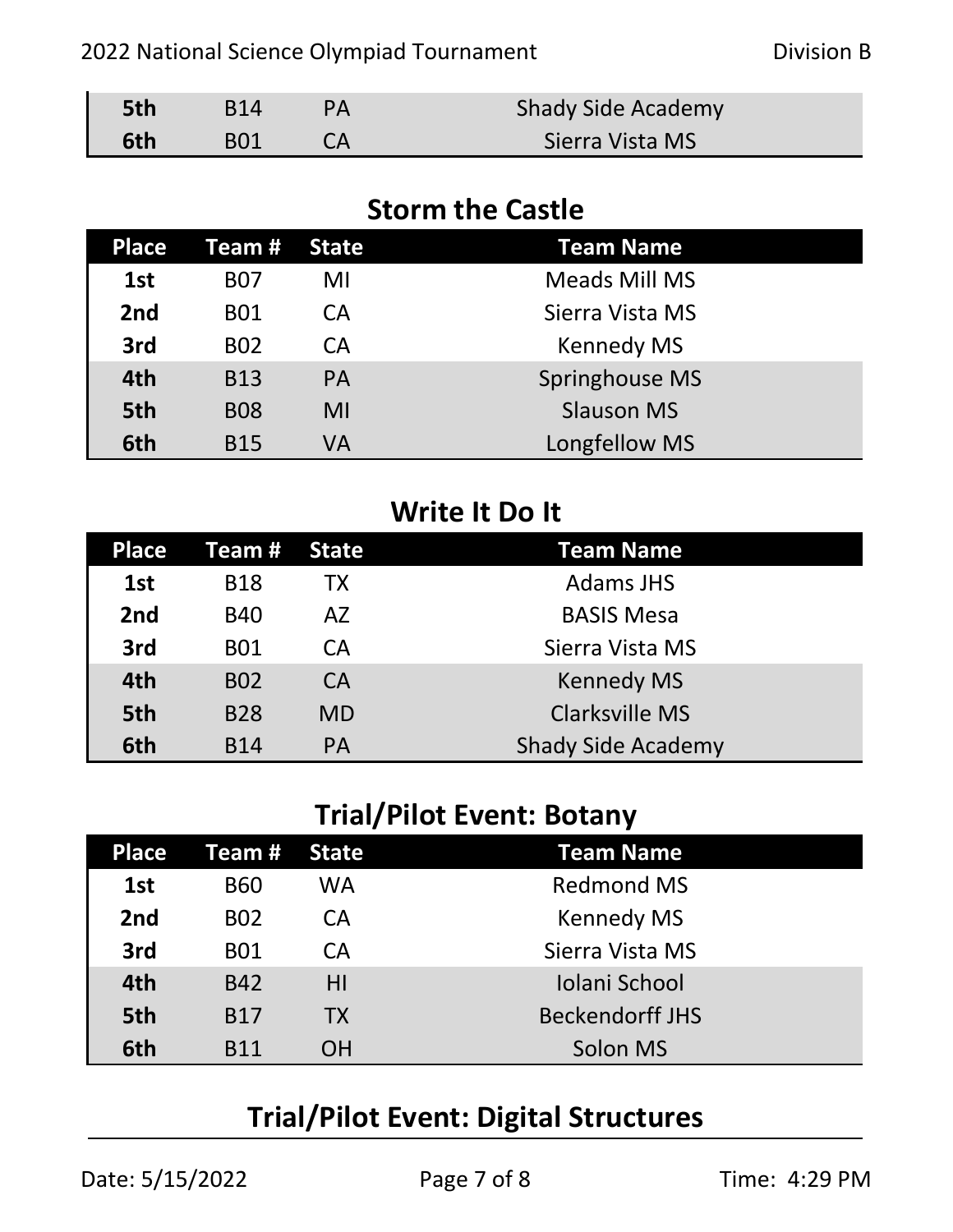| 5th | B14 | PA | Shady Side Academy |
|---|---|---|---|
| 6th | B01 | CA | Sierra Vista MS |

## Storm the Castle

| Place | Team # | State | Team Name |
|---|---|---|---|
| 1st | B07 | MI | Meads Mill MS |
| 2nd | B01 | CA | Sierra Vista MS |
| 3rd | B02 | CA | Kennedy MS |
| 4th | B13 | PA | Springhouse MS |
| 5th | B08 | MI | Slauson MS |
| 6th | B15 | VA | Longfellow MS |

## Write It Do It

| Place | Team # | State | Team Name |
|---|---|---|---|
| 1st | B18 | TX | Adams JHS |
| 2nd | B40 | AZ | BASIS Mesa |
| 3rd | B01 | CA | Sierra Vista MS |
| 4th | B02 | CA | Kennedy MS |
| 5th | B28 | MD | Clarksville MS |
| 6th | B14 | PA | Shady Side Academy |

## Trial/Pilot Event: Botany

| Place | Team # | State | Team Name |
|---|---|---|---|
| 1st | B60 | WA | Redmond MS |
| 2nd | B02 | CA | Kennedy MS |
| 3rd | B01 | CA | Sierra Vista MS |
| 4th | B42 | HI | Iolani School |
| 5th | B17 | TX | Beckendorff JHS |
| 6th | B11 | OH | Solon MS |

## Trial/Pilot Event: Digital Structures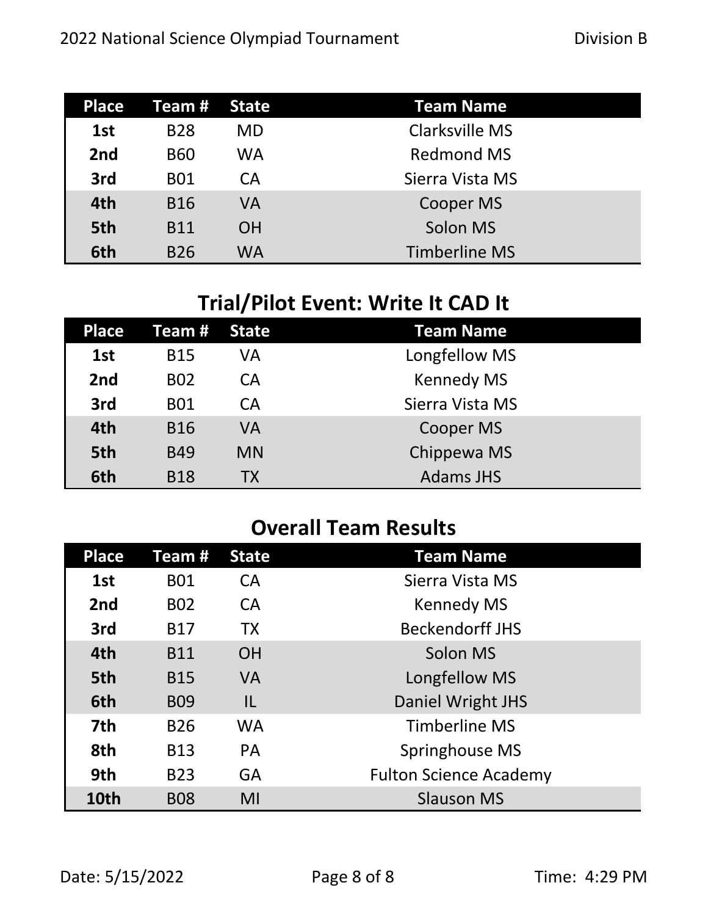| Place | Team # | State | Team Name |
|---|---|---|---|
| 1st | B28 | MD | Clarksville MS |
| 2nd | B60 | WA | Redmond MS |
| 3rd | B01 | CA | Sierra Vista MS |
| 4th | B16 | VA | Cooper MS |
| 5th | B11 | OH | Solon MS |
| 6th | B26 | WA | Timberline MS |

## Trial/Pilot Event: Write It CAD It

| Place | Team # | State | Team Name |
|---|---|---|---|
| 1st | B15 | VA | Longfellow MS |
| 2nd | B02 | CA | Kennedy MS |
| 3rd | B01 | CA | Sierra Vista MS |
| 4th | B16 | VA | Cooper MS |
| 5th | B49 | MN | Chippewa MS |
| 6th | B18 | TX | Adams JHS |

## Overall Team Results

| Place | Team # | State | Team Name |
|---|---|---|---|
| 1st | B01 | CA | Sierra Vista MS |
| 2nd | B02 | CA | Kennedy MS |
| 3rd | B17 | TX | Beckendorff JHS |
| 4th | B11 | OH | Solon MS |
| 5th | B15 | VA | Longfellow MS |
| 6th | B09 | IL | Daniel Wright JHS |
| 7th | B26 | WA | Timberline MS |
| 8th | B13 | PA | Springhouse MS |
| 9th | B23 | GA | Fulton Science Academy |
| 10th | B08 | MI | Slauson MS |